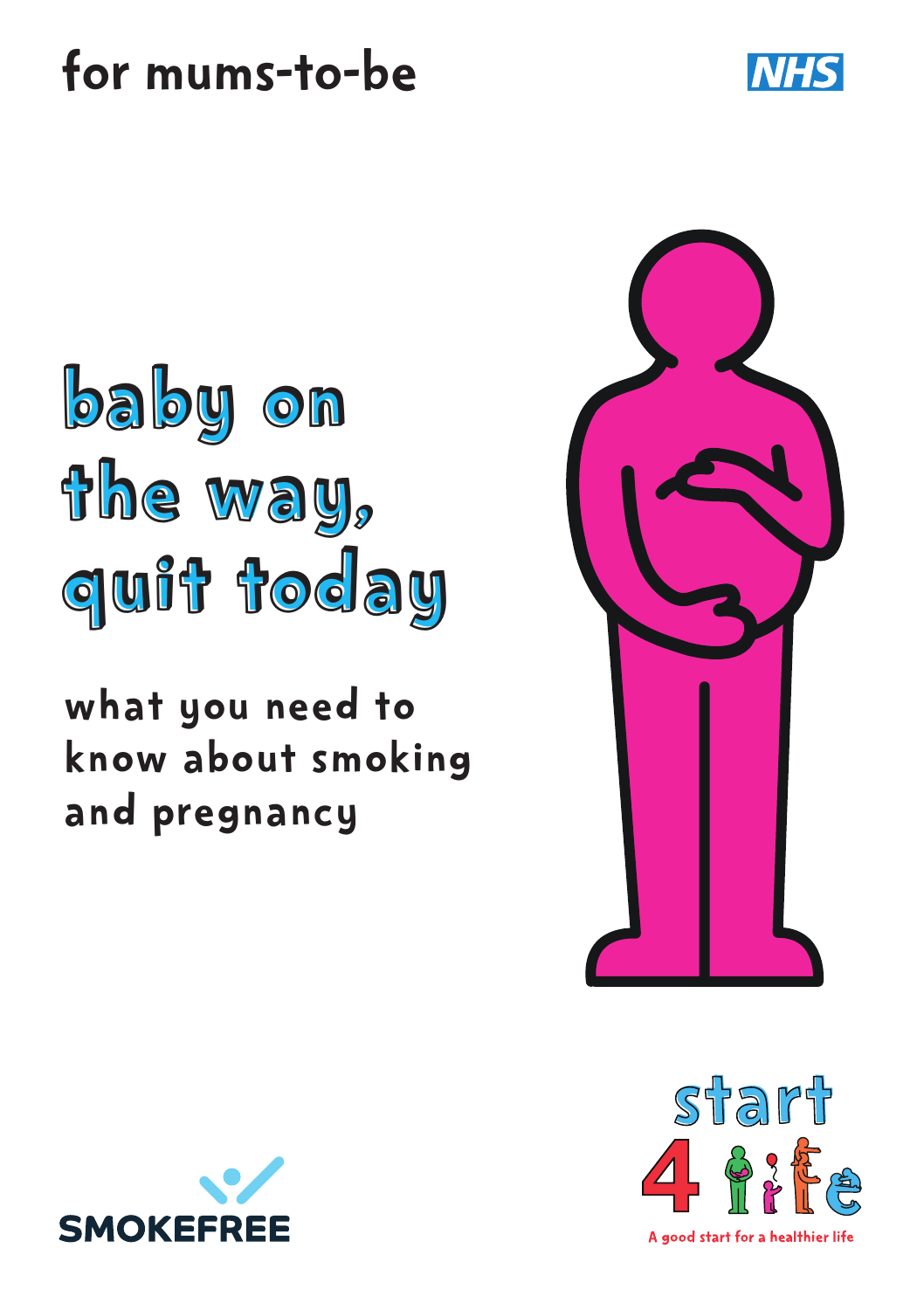for mums-to-be

NHS

# baby on the way, quit today

## what you need to know about smoking and pregnancy

SMOKEFREE

start 4 life

A good start for a healthier life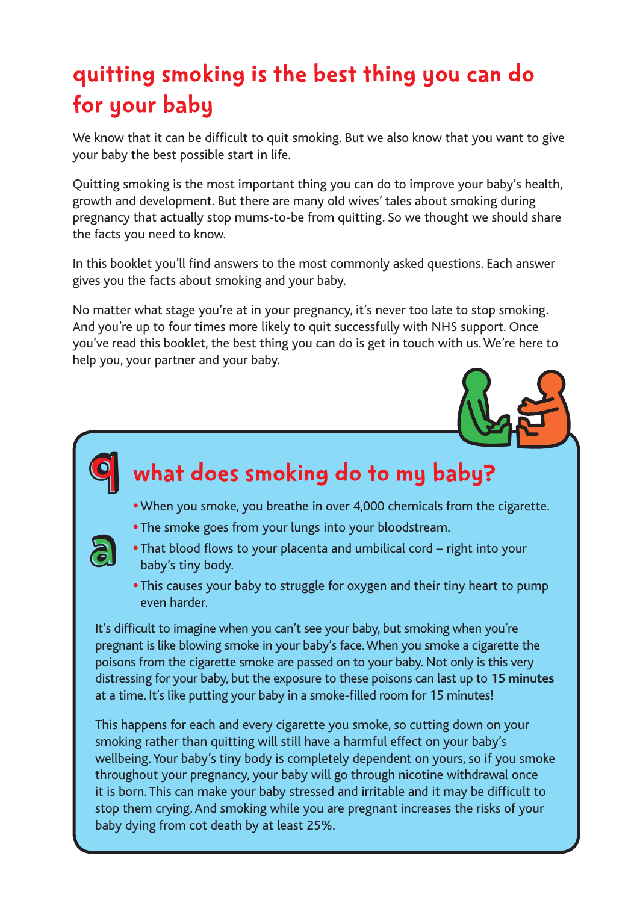# quitting smoking is the best thing you can do for your baby

We know that it can be difficult to quit smoking. But we also know that you want to give your baby the best possible start in life.

Quitting smoking is the most important thing you can do to improve your baby's health, growth and development. But there are many old wives' tales about smoking during pregnancy that actually stop mums-to-be from quitting. So we thought we should share the facts you need to know.

In this booklet you'll find answers to the most commonly asked questions. Each answer gives you the facts about smoking and your baby.

No matter what stage you're at in your pregnancy, it's never too late to stop smoking. And you're up to four times more likely to quit successfully with NHS support. Once you've read this booklet, the best thing you can do is get in touch with us. We're here to help you, your partner and your baby.

## q what does smoking do to my baby?

**a**

- When you smoke, you breathe in over 4,000 chemicals from the cigarette.
- The smoke goes from your lungs into your bloodstream.
- That blood flows to your placenta and umbilical cord – right into your baby's tiny body.
- This causes your baby to struggle for oxygen and their tiny heart to pump even harder.

It's difficult to imagine when you can't see your baby, but smoking when you're pregnant is like blowing smoke in your baby's face. When you smoke a cigarette the poisons from the cigarette smoke are passed on to your baby. Not only is this very distressing for your baby, but the exposure to these poisons can last up to **15 minutes** at a time. It's like putting your baby in a smoke-filled room for 15 minutes!

This happens for each and every cigarette you smoke, so cutting down on your smoking rather than quitting will still have a harmful effect on your baby's wellbeing. Your baby's tiny body is completely dependent on yours, so if you smoke throughout your pregnancy, your baby will go through nicotine withdrawal once it is born. This can make your baby stressed and irritable and it may be difficult to stop them crying. And smoking while you are pregnant increases the risks of your baby dying from cot death by at least 25%.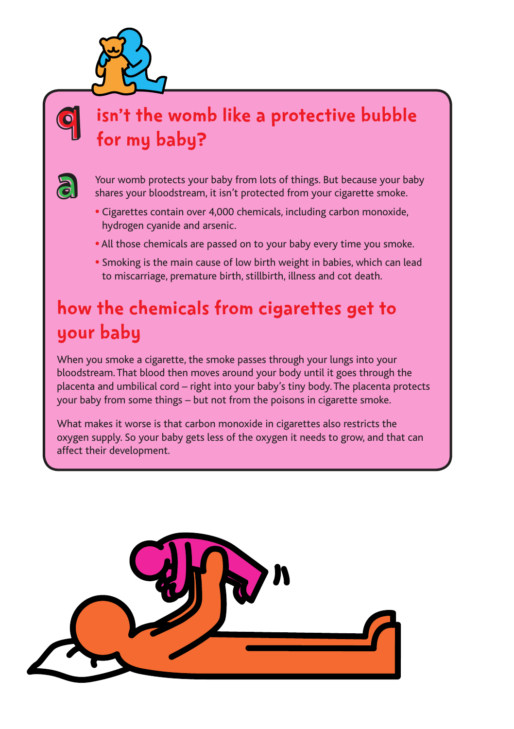## q isn't the womb like a protective bubble for my baby?

**a** Your womb protects your baby from lots of things. But because your baby shares your bloodstream, it isn't protected from your cigarette smoke.

- Cigarettes contain over 4,000 chemicals, including carbon monoxide, hydrogen cyanide and arsenic.
- All those chemicals are passed on to your baby every time you smoke.
- Smoking is the main cause of low birth weight in babies, which can lead to miscarriage, premature birth, stillbirth, illness and cot death.

## how the chemicals from cigarettes get to your baby

When you smoke a cigarette, the smoke passes through your lungs into your bloodstream. That blood then moves around your body until it goes through the placenta and umbilical cord – right into your baby's tiny body. The placenta protects your baby from some things – but not from the poisons in cigarette smoke.

What makes it worse is that carbon monoxide in cigarettes also restricts the oxygen supply. So your baby gets less of the oxygen it needs to grow, and that can affect their development.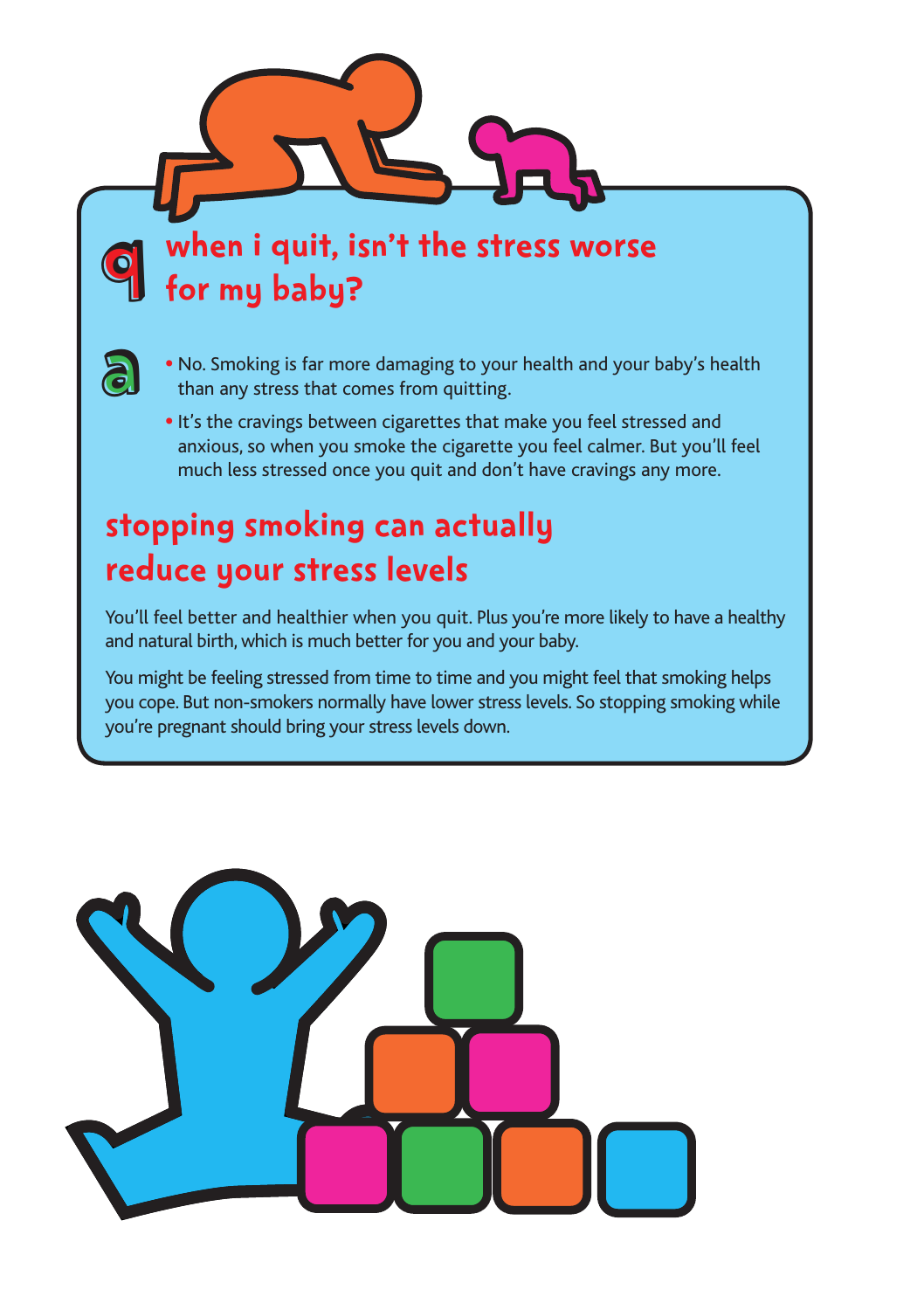## q when i quit, isn't the stress worse for my baby?

a

- No. Smoking is far more damaging to your health and your baby's health than any stress that comes from quitting.
- It's the cravings between cigarettes that make you feel stressed and anxious, so when you smoke the cigarette you feel calmer. But you'll feel much less stressed once you quit and don't have cravings any more.

## stopping smoking can actually reduce your stress levels

You'll feel better and healthier when you quit. Plus you're more likely to have a healthy and natural birth, which is much better for you and your baby.

You might be feeling stressed from time to time and you might feel that smoking helps you cope. But non-smokers normally have lower stress levels. So stopping smoking while you're pregnant should bring your stress levels down.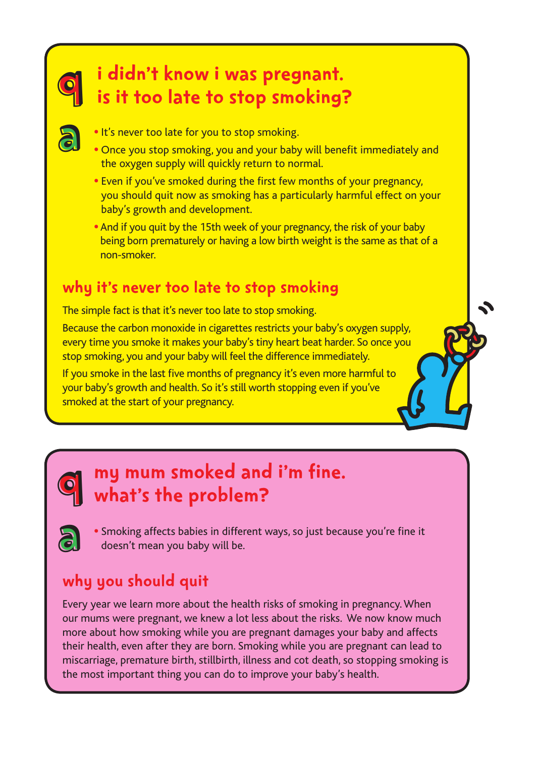## q i didn't know i was pregnant. is it too late to stop smoking?

**a**

- It's never too late for you to stop smoking.
- Once you stop smoking, you and your baby will benefit immediately and the oxygen supply will quickly return to normal.
- Even if you've smoked during the first few months of your pregnancy, you should quit now as smoking has a particularly harmful effect on your baby's growth and development.
- And if you quit by the 15th week of your pregnancy, the risk of your baby being born prematurely or having a low birth weight is the same as that of a non-smoker.

### why it's never too late to stop smoking

The simple fact is that it's never too late to stop smoking.

Because the carbon monoxide in cigarettes restricts your baby's oxygen supply, every time you smoke it makes your baby's tiny heart beat harder. So once you stop smoking, you and your baby will feel the difference immediately.

If you smoke in the last five months of pregnancy it's even more harmful to your baby's growth and health. So it's still worth stopping even if you've smoked at the start of your pregnancy.

## q my mum smoked and i'm fine. what's the problem?

**a**

- Smoking affects babies in different ways, so just because you're fine it doesn't mean you baby will be.

### why you should quit

Every year we learn more about the health risks of smoking in pregnancy. When our mums were pregnant, we knew a lot less about the risks. We now know much more about how smoking while you are pregnant damages your baby and affects their health, even after they are born. Smoking while you are pregnant can lead to miscarriage, premature birth, stillbirth, illness and cot death, so stopping smoking is the most important thing you can do to improve your baby's health.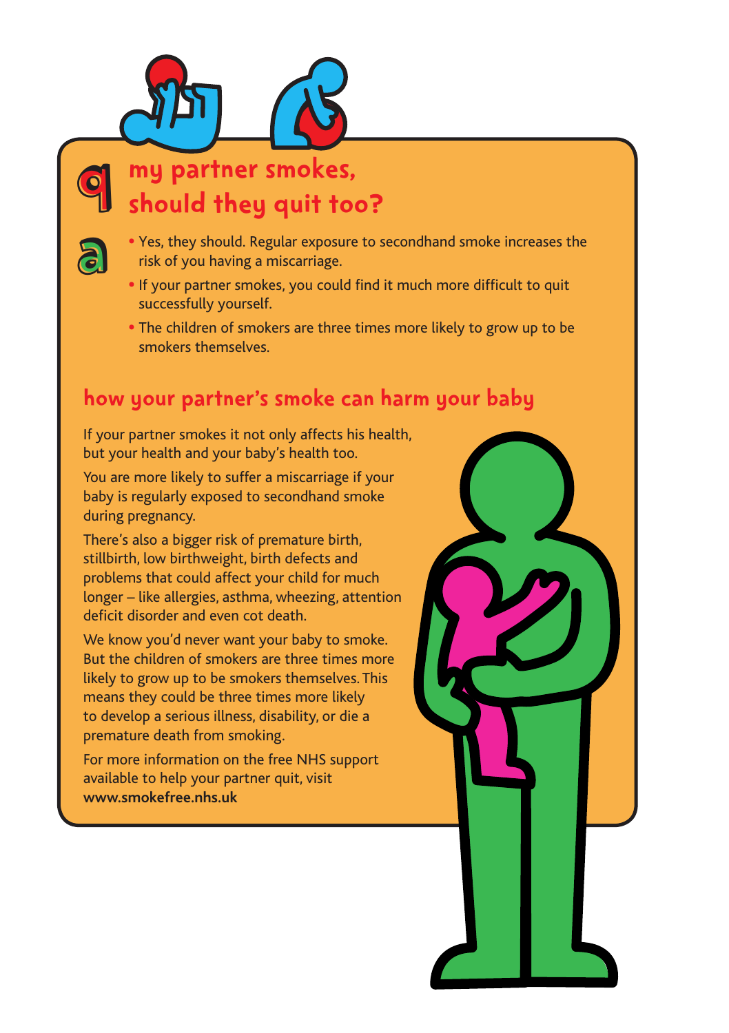## q my partner smokes, should they quit too?

**a**

- Yes, they should. Regular exposure to secondhand smoke increases the risk of you having a miscarriage.
- If your partner smokes, you could find it much more difficult to quit successfully yourself.
- The children of smokers are three times more likely to grow up to be smokers themselves.

## how your partner's smoke can harm your baby

If your partner smokes it not only affects his health, but your health and your baby's health too.

You are more likely to suffer a miscarriage if your baby is regularly exposed to secondhand smoke during pregnancy.

There's also a bigger risk of premature birth, stillbirth, low birthweight, birth defects and problems that could affect your child for much longer – like allergies, asthma, wheezing, attention deficit disorder and even cot death.

We know you'd never want your baby to smoke. But the children of smokers are three times more likely to grow up to be smokers themselves. This means they could be three times more likely to develop a serious illness, disability, or die a premature death from smoking.

For more information on the free NHS support available to help your partner quit, visit **www.smokefree.nhs.uk**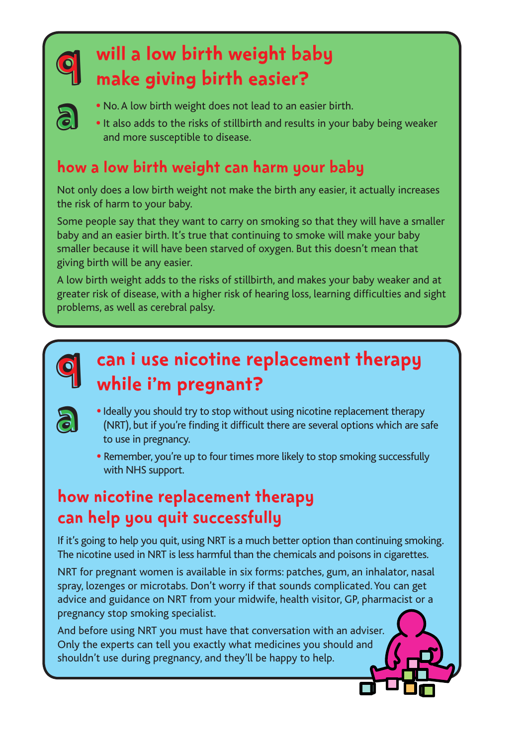## q will a low birth weight baby make giving birth easier?

**a**

- No. A low birth weight does not lead to an easier birth.
- It also adds to the risks of stillbirth and results in your baby being weaker and more susceptible to disease.

### how a low birth weight can harm your baby

Not only does a low birth weight not make the birth any easier, it actually increases the risk of harm to your baby.

Some people say that they want to carry on smoking so that they will have a smaller baby and an easier birth. It's true that continuing to smoke will make your baby smaller because it will have been starved of oxygen. But this doesn't mean that giving birth will be any easier.

A low birth weight adds to the risks of stillbirth, and makes your baby weaker and at greater risk of disease, with a higher risk of hearing loss, learning difficulties and sight problems, as well as cerebral palsy.

## q can i use nicotine replacement therapy while i'm pregnant?

**a**

- Ideally you should try to stop without using nicotine replacement therapy (NRT), but if you're finding it difficult there are several options which are safe to use in pregnancy.
- Remember, you're up to four times more likely to stop smoking successfully with NHS support.

### how nicotine replacement therapy can help you quit successfully

If it's going to help you quit, using NRT is a much better option than continuing smoking. The nicotine used in NRT is less harmful than the chemicals and poisons in cigarettes.

NRT for pregnant women is available in six forms: patches, gum, an inhalator, nasal spray, lozenges or microtabs. Don't worry if that sounds complicated. You can get advice and guidance on NRT from your midwife, health visitor, GP, pharmacist or a pregnancy stop smoking specialist.

And before using NRT you must have that conversation with an adviser. Only the experts can tell you exactly what medicines you should and shouldn't use during pregnancy, and they'll be happy to help.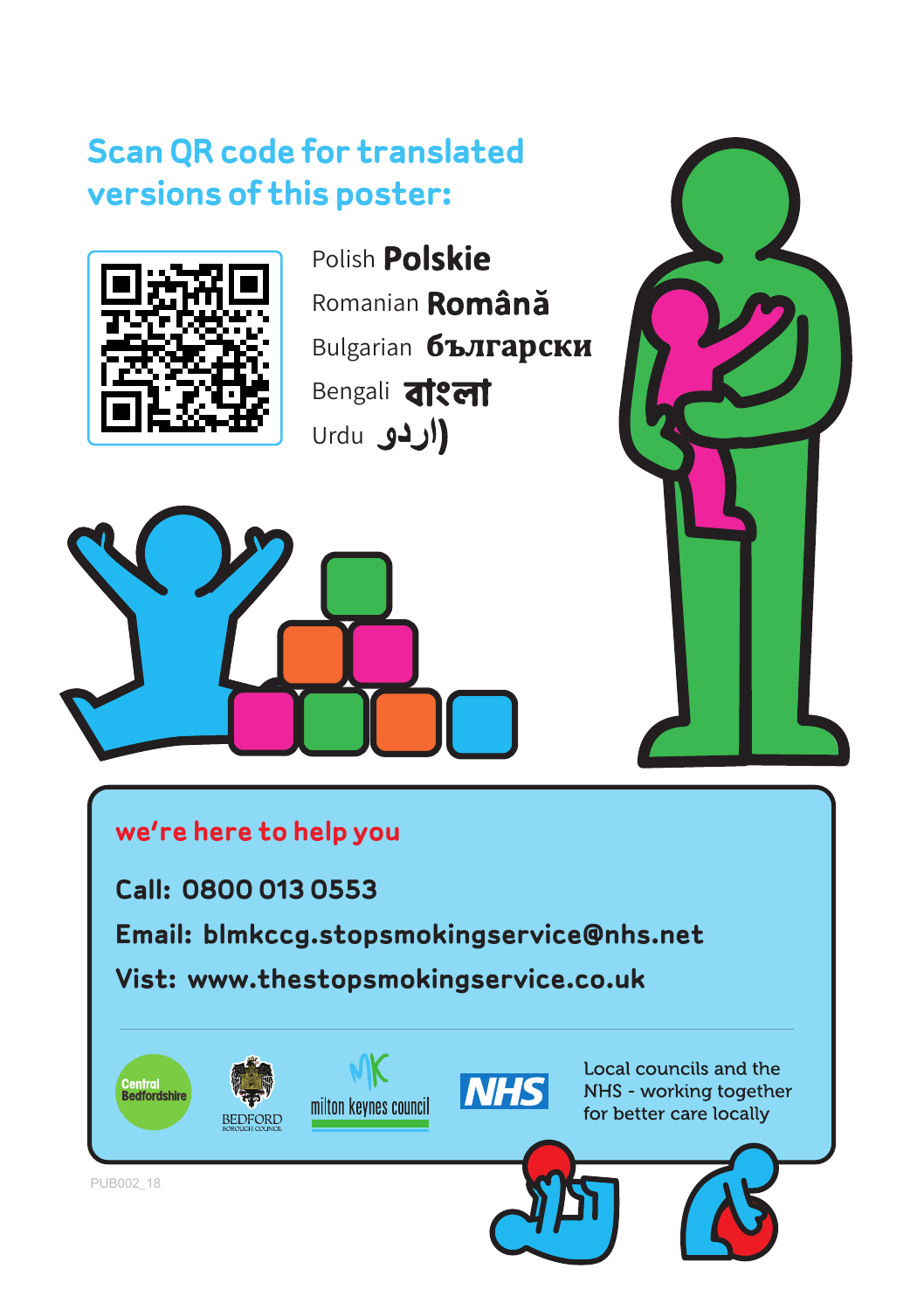## Scan QR code for translated versions of this poster:

Polish **Polskie**

Romanian **Română**

Bulgarian **български**

Bengali **বাংলা**

Urdu **اردو**

**we're here to help you**

**Call: 0800 013 0553**

**Email: blmkccg.stopsmokingservice@nhs.net**

**Vist: www.thestopsmokingservice.co.uk**

Central Bedfordshire

BEDFORD BOROUGH COUNCIL

milton keynes council

NHS

Local councils and the NHS - working together for better care locally

PUB002_18